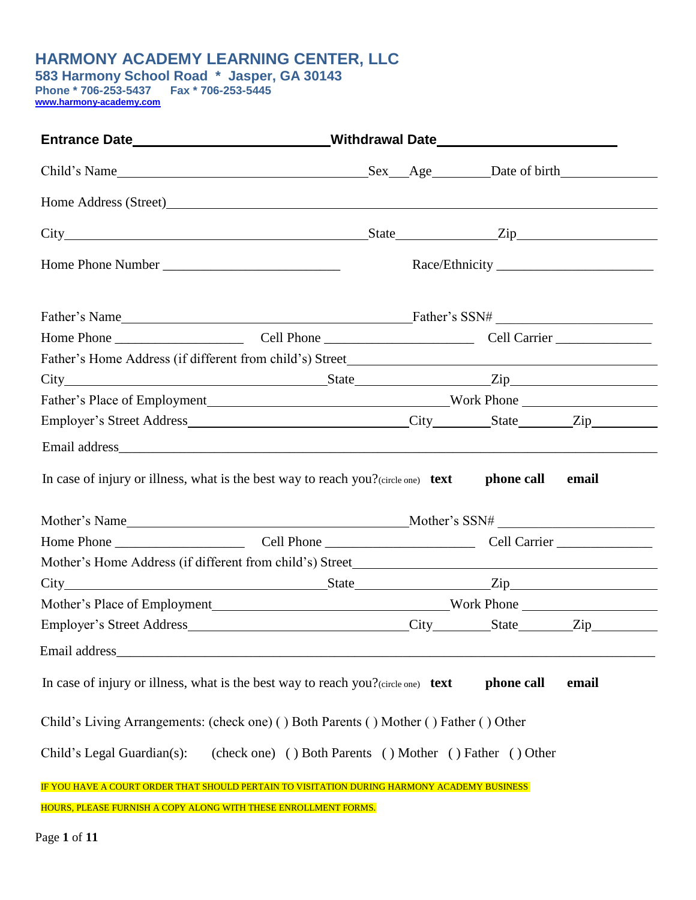# HARMONY ACADEMY LEARNING CENTER, LLC

**583 Harmony School Road * Jasper, GA 30143**

**Phone * 706-253-5437 Fax * 706-253-5445**

**www.harmony-academy.com**

**Entrance Date**\_\_\_\_\_\_\_\_\_\_\_\_\_\_\_\_\_\_\_\_\_\_\_\_\_ **Withdrawal Date**\_\_\_\_\_\_\_\_\_\_\_\_\_\_\_\_\_\_\_\_\_\_\_\_

Child's Name\_\_\_\_\_\_\_\_\_\_\_\_\_\_\_\_\_\_\_\_\_\_\_\_\_\_\_\_\_\_\_\_\_\_\_\_ Sex\_\_\_ Age\_\_\_\_\_\_\_\_ Date of birth\_\_\_\_\_\_\_\_\_\_\_\_\_\_

Home Address (Street)\_\_\_\_\_\_\_\_\_\_\_\_\_\_\_\_\_\_\_\_\_\_\_\_\_\_\_\_\_\_\_\_\_\_\_\_\_\_\_\_\_\_\_\_\_\_\_\_\_\_\_\_\_\_\_\_\_\_\_\_\_\_

City\_\_\_\_\_\_\_\_\_\_\_\_\_\_\_\_\_\_\_\_\_\_\_\_\_\_\_\_\_\_\_\_\_\_\_\_\_\_\_\_\_\_\_\_\_\_ State\_\_\_\_\_\_\_\_\_\_\_\_\_\_\_ Zip\_\_\_\_\_\_\_\_\_\_\_\_\_\_\_\_\_\_\_\_

Home Phone Number \_\_\_\_\_\_\_\_\_\_\_\_\_\_\_\_\_\_\_\_\_\_\_\_\_\_ Race/Ethnicity \_\_\_\_\_\_\_\_\_\_\_\_\_\_\_\_\_\_\_\_\_\_\_

Father's Name\_\_\_\_\_\_\_\_\_\_\_\_\_\_\_\_\_\_\_\_\_\_\_\_\_\_\_\_\_\_\_\_\_\_\_\_\_\_\_\_\_\_\_ Father's SSN# \_\_\_\_\_\_\_\_\_\_\_\_\_\_\_\_\_\_\_\_\_\_\_

Home Phone \_\_\_\_\_\_\_\_\_\_\_\_\_\_\_\_\_\_\_ Cell Phone \_\_\_\_\_\_\_\_\_\_\_\_\_\_\_\_\_\_\_\_\_\_ Cell Carrier \_\_\_\_\_\_\_\_\_\_\_\_\_\_

Father's Home Address (if different from child's) Street\_\_\_\_\_\_\_\_\_\_\_\_\_\_\_\_\_\_\_\_\_\_\_\_\_\_\_\_\_\_\_\_\_\_\_\_\_\_\_\_\_\_\_\_

City\_\_\_\_\_\_\_\_\_\_\_\_\_\_\_\_\_\_\_\_\_\_\_\_\_\_\_\_\_\_\_\_\_\_\_\_\_\_ State\_\_\_\_\_\_\_\_\_\_\_\_\_\_\_\_\_\_\_\_ Zip\_\_\_\_\_\_\_\_\_\_\_\_\_\_\_\_\_\_\_\_\_\_

Father's Place of Employment\_\_\_\_\_\_\_\_\_\_\_\_\_\_\_\_\_\_\_\_\_\_\_\_\_\_\_\_\_\_\_\_\_\_\_ Work Phone \_\_\_\_\_\_\_\_\_\_\_\_\_\_\_\_\_\_\_\_

Employer's Street Address\_\_\_\_\_\_\_\_\_\_\_\_\_\_\_\_\_\_\_\_\_\_\_\_\_\_\_\_\_\_\_\_\_ City\_\_\_\_\_\_\_\_\_ State\_\_\_\_\_\_\_\_ Zip\_\_\_\_\_\_\_\_\_\_

Email address\_\_\_\_\_\_\_\_\_\_\_\_\_\_\_\_\_\_\_\_\_\_\_\_\_\_\_\_\_\_\_\_\_\_\_\_\_\_\_\_\_\_\_\_\_\_\_\_\_\_\_\_\_\_\_\_\_\_\_\_\_\_\_\_\_\_\_\_\_\_\_\_\_\_\_

In case of injury or illness, what is the best way to reach you?(circle one) **text** **phone call** **email**

Mother's Name\_\_\_\_\_\_\_\_\_\_\_\_\_\_\_\_\_\_\_\_\_\_\_\_\_\_\_\_\_\_\_\_\_\_\_\_\_\_\_\_\_\_ Mother's SSN# \_\_\_\_\_\_\_\_\_\_\_\_\_\_\_\_\_\_\_\_\_\_\_

Home Phone \_\_\_\_\_\_\_\_\_\_\_\_\_\_\_\_\_\_\_ Cell Phone \_\_\_\_\_\_\_\_\_\_\_\_\_\_\_\_\_\_\_\_\_\_ Cell Carrier \_\_\_\_\_\_\_\_\_\_\_\_\_\_

Mother's Home Address (if different from child's) Street\_\_\_\_\_\_\_\_\_\_\_\_\_\_\_\_\_\_\_\_\_\_\_\_\_\_\_\_\_\_\_\_\_\_\_\_\_\_\_\_\_\_\_\_

City\_\_\_\_\_\_\_\_\_\_\_\_\_\_\_\_\_\_\_\_\_\_\_\_\_\_\_\_\_\_\_\_\_\_\_\_\_\_ State\_\_\_\_\_\_\_\_\_\_\_\_\_\_\_\_\_\_\_\_ Zip\_\_\_\_\_\_\_\_\_\_\_\_\_\_\_\_\_\_\_\_\_\_

Mother's Place of Employment\_\_\_\_\_\_\_\_\_\_\_\_\_\_\_\_\_\_\_\_\_\_\_\_\_\_\_\_\_\_\_\_\_\_\_ Work Phone \_\_\_\_\_\_\_\_\_\_\_\_\_\_\_\_\_\_\_\_

Employer's Street Address\_\_\_\_\_\_\_\_\_\_\_\_\_\_\_\_\_\_\_\_\_\_\_\_\_\_\_\_\_\_\_\_\_ City\_\_\_\_\_\_\_\_\_ State\_\_\_\_\_\_\_\_ Zip\_\_\_\_\_\_\_\_\_\_

Email address\_\_\_\_\_\_\_\_\_\_\_\_\_\_\_\_\_\_\_\_\_\_\_\_\_\_\_\_\_\_\_\_\_\_\_\_\_\_\_\_\_\_\_\_\_\_\_\_\_\_\_\_\_\_\_\_\_\_\_\_\_\_\_\_\_\_\_\_\_\_\_\_\_\_\_

In case of injury or illness, what is the best way to reach you?(circle one) **text** **phone call** **email**

Child's Living Arrangements: (check one) ( ) Both Parents ( ) Mother ( ) Father ( ) Other

Child's Legal Guardian(s): (check one) ( ) Both Parents ( ) Mother ( ) Father ( ) Other

IF YOU HAVE A COURT ORDER THAT SHOULD PERTAIN TO VISITATION DURING HARMONY ACADEMY BUSINESS HOURS, PLEASE FURNISH A COPY ALONG WITH THESE ENROLLMENT FORMS.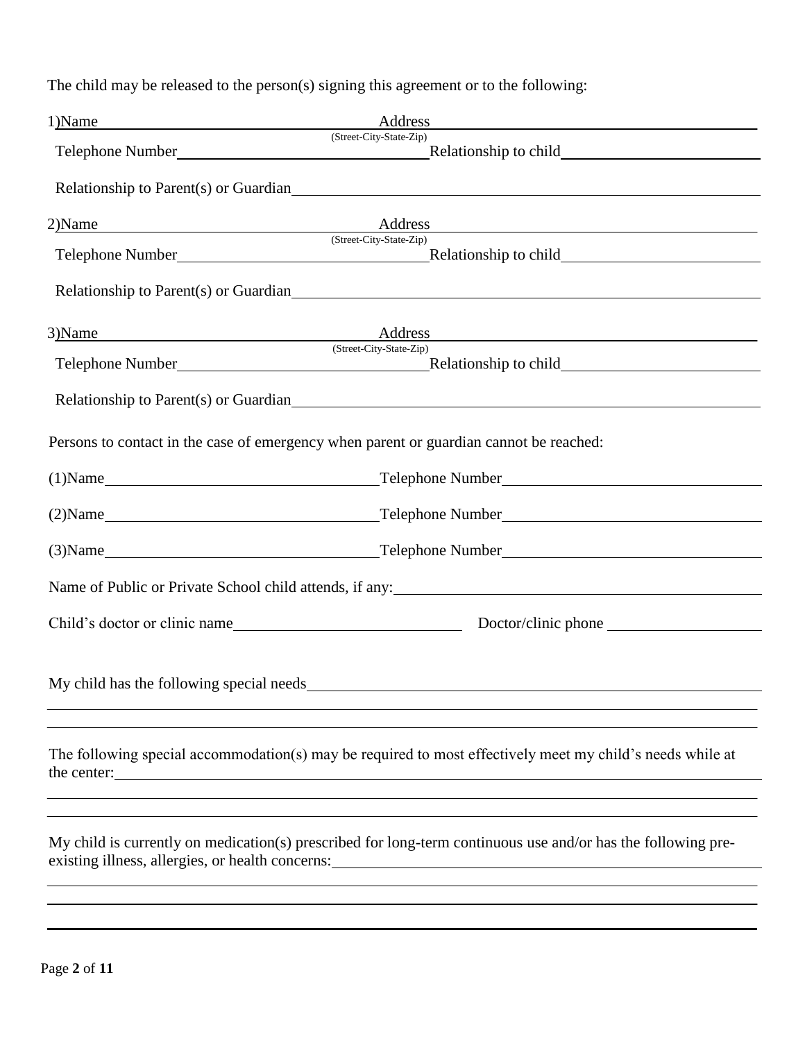The child may be released to the person(s) signing this agreement or to the following:

1)Name \_\_\_\_\_\_\_\_\_\_\_\_\_\_\_\_\_\_\_\_ Address \_\_\_\_\_\_\_\_\_\_\_\_\_\_\_\_\_\_\_\_\_\_\_\_\_\_\_\_\_\_
(Street-City-State-Zip)

Telephone Number \_\_\_\_\_\_\_\_\_\_\_\_\_\_\_\_\_\_\_\_ Relationship to child \_\_\_\_\_\_\_\_\_\_\_\_\_\_\_\_\_\_\_\_

Relationship to Parent(s) or Guardian \_\_\_\_\_\_\_\_\_\_\_\_\_\_\_\_\_\_\_\_\_\_\_\_\_\_\_\_\_\_\_\_\_\_\_\_\_\_\_\_

2)Name \_\_\_\_\_\_\_\_\_\_\_\_\_\_\_\_\_\_\_\_ Address \_\_\_\_\_\_\_\_\_\_\_\_\_\_\_\_\_\_\_\_\_\_\_\_\_\_\_\_\_\_
(Street-City-State-Zip)

Telephone Number \_\_\_\_\_\_\_\_\_\_\_\_\_\_\_\_\_\_\_\_ Relationship to child \_\_\_\_\_\_\_\_\_\_\_\_\_\_\_\_\_\_\_\_

Relationship to Parent(s) or Guardian \_\_\_\_\_\_\_\_\_\_\_\_\_\_\_\_\_\_\_\_\_\_\_\_\_\_\_\_\_\_\_\_\_\_\_\_\_\_\_\_

3)Name \_\_\_\_\_\_\_\_\_\_\_\_\_\_\_\_\_\_\_\_ Address \_\_\_\_\_\_\_\_\_\_\_\_\_\_\_\_\_\_\_\_\_\_\_\_\_\_\_\_\_\_
(Street-City-State-Zip)

Telephone Number \_\_\_\_\_\_\_\_\_\_\_\_\_\_\_\_\_\_\_\_ Relationship to child \_\_\_\_\_\_\_\_\_\_\_\_\_\_\_\_\_\_\_\_

Relationship to Parent(s) or Guardian \_\_\_\_\_\_\_\_\_\_\_\_\_\_\_\_\_\_\_\_\_\_\_\_\_\_\_\_\_\_\_\_\_\_\_\_\_\_\_\_

Persons to contact in the case of emergency when parent or guardian cannot be reached:

(1)Name \_\_\_\_\_\_\_\_\_\_\_\_\_\_\_\_\_\_\_\_\_\_\_\_ Telephone Number \_\_\_\_\_\_\_\_\_\_\_\_\_\_\_\_\_\_\_\_\_\_\_\_

(2)Name \_\_\_\_\_\_\_\_\_\_\_\_\_\_\_\_\_\_\_\_\_\_\_\_ Telephone Number \_\_\_\_\_\_\_\_\_\_\_\_\_\_\_\_\_\_\_\_\_\_\_\_

(3)Name \_\_\_\_\_\_\_\_\_\_\_\_\_\_\_\_\_\_\_\_\_\_\_\_ Telephone Number \_\_\_\_\_\_\_\_\_\_\_\_\_\_\_\_\_\_\_\_\_\_\_\_

Name of Public or Private School child attends, if any: \_\_\_\_\_\_\_\_\_\_\_\_\_\_\_\_\_\_\_\_\_\_\_\_\_\_\_\_\_\_

Child's doctor or clinic name \_\_\_\_\_\_\_\_\_\_\_\_\_\_\_\_\_\_\_\_ Doctor/clinic phone \_\_\_\_\_\_\_\_\_\_\_\_\_\_\_\_

My child has the following special needs \_\_\_\_\_\_\_\_\_\_\_\_\_\_\_\_\_\_\_\_\_\_\_\_\_\_\_\_\_\_\_\_\_\_\_\_\_\_\_\_

\_\_\_\_\_\_\_\_\_\_\_\_\_\_\_\_\_\_\_\_\_\_\_\_\_\_\_\_\_\_\_\_\_\_\_\_\_\_\_\_\_\_\_\_\_\_\_\_\_\_\_\_\_\_\_\_\_\_\_\_\_\_\_\_\_\_\_\_\_\_\_\_\_\_\_\_

\_\_\_\_\_\_\_\_\_\_\_\_\_\_\_\_\_\_\_\_\_\_\_\_\_\_\_\_\_\_\_\_\_\_\_\_\_\_\_\_\_\_\_\_\_\_\_\_\_\_\_\_\_\_\_\_\_\_\_\_\_\_\_\_\_\_\_\_\_\_\_\_\_\_\_\_

The following special accommodation(s) may be required to most effectively meet my child's needs while at the center: \_\_\_\_\_\_\_\_\_\_\_\_\_\_\_\_\_\_\_\_\_\_\_\_\_\_\_\_\_\_\_\_\_\_\_\_\_\_\_\_\_\_\_\_\_\_\_\_\_\_\_\_\_\_\_\_\_\_

\_\_\_\_\_\_\_\_\_\_\_\_\_\_\_\_\_\_\_\_\_\_\_\_\_\_\_\_\_\_\_\_\_\_\_\_\_\_\_\_\_\_\_\_\_\_\_\_\_\_\_\_\_\_\_\_\_\_\_\_\_\_\_\_\_\_\_\_\_\_\_\_\_\_\_\_

\_\_\_\_\_\_\_\_\_\_\_\_\_\_\_\_\_\_\_\_\_\_\_\_\_\_\_\_\_\_\_\_\_\_\_\_\_\_\_\_\_\_\_\_\_\_\_\_\_\_\_\_\_\_\_\_\_\_\_\_\_\_\_\_\_\_\_\_\_\_\_\_\_\_\_\_

My child is currently on medication(s) prescribed for long-term continuous use and/or has the following pre-existing illness, allergies, or health concerns: \_\_\_\_\_\_\_\_\_\_\_\_\_\_\_\_\_\_\_\_\_\_\_\_\_\_\_\_\_\_\_\_\_\_\_\_\_\_

\_\_\_\_\_\_\_\_\_\_\_\_\_\_\_\_\_\_\_\_\_\_\_\_\_\_\_\_\_\_\_\_\_\_\_\_\_\_\_\_\_\_\_\_\_\_\_\_\_\_\_\_\_\_\_\_\_\_\_\_\_\_\_\_\_\_\_\_\_\_\_\_\_\_\_\_

\_\_\_\_\_\_\_\_\_\_\_\_\_\_\_\_\_\_\_\_\_\_\_\_\_\_\_\_\_\_\_\_\_\_\_\_\_\_\_\_\_\_\_\_\_\_\_\_\_\_\_\_\_\_\_\_\_\_\_\_\_\_\_\_\_\_\_\_\_\_\_\_\_\_\_\_

\_\_\_\_\_\_\_\_\_\_\_\_\_\_\_\_\_\_\_\_\_\_\_\_\_\_\_\_\_\_\_\_\_\_\_\_\_\_\_\_\_\_\_\_\_\_\_\_\_\_\_\_\_\_\_\_\_\_\_\_\_\_\_\_\_\_\_\_\_\_\_\_\_\_\_\_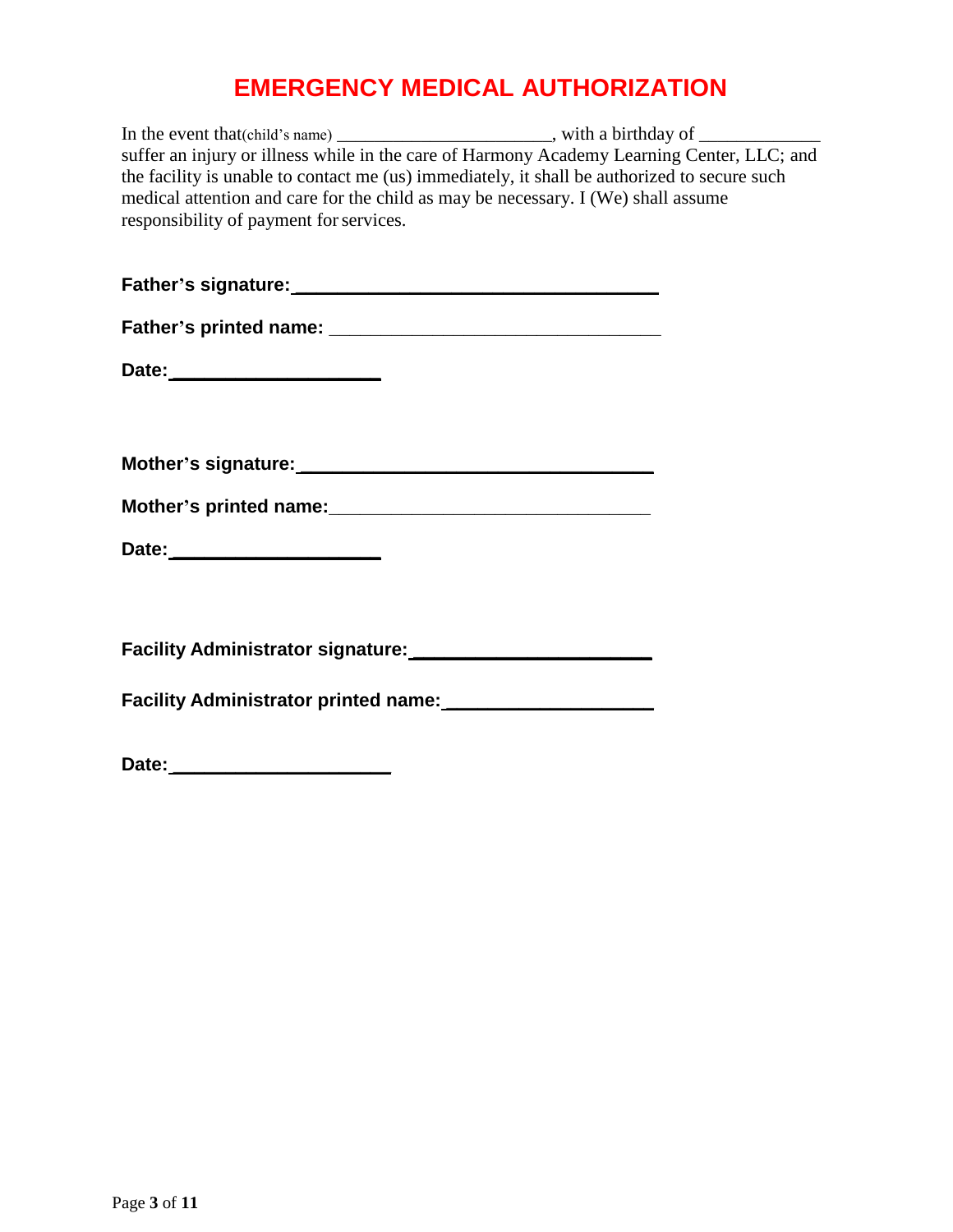# EMERGENCY MEDICAL AUTHORIZATION

In the event that(child's name) _______________________, with a birthday of _____________ suffer an injury or illness while in the care of Harmony Academy Learning Center, LLC; and the facility is unable to contact me (us) immediately, it shall be authorized to secure such medical attention and care for the child as may be necessary. I (We) shall assume responsibility of payment for services.

**Father's signature:**___________________________________

**Father's printed name:** _________________________________

**Date:**____________________

**Mother's signature:**__________________________________

**Mother's printed name:**________________________________

**Date:**____________________

**Facility Administrator signature:**______________________

**Facility Administrator printed name:**___________________

**Date:**_____________________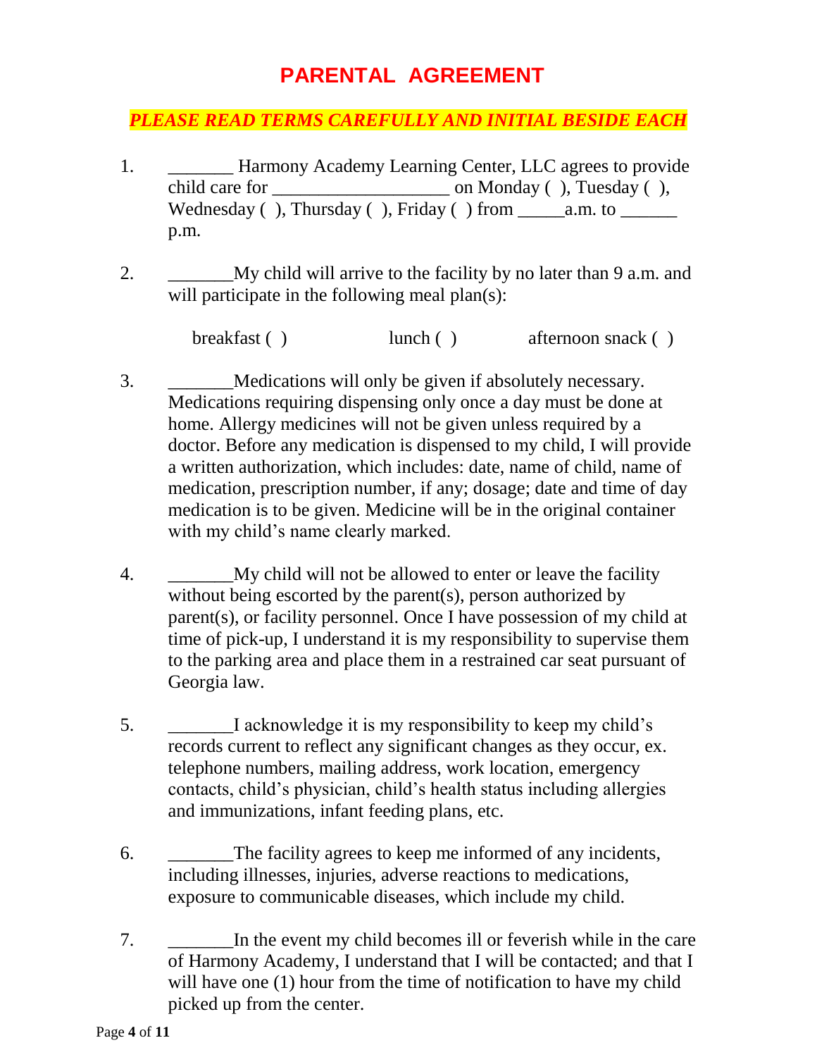# PARENTAL AGREEMENT

***PLEASE READ TERMS CAREFULLY AND INITIAL BESIDE EACH***

1. _______ Harmony Academy Learning Center, LLC agrees to provide child care for ___________________ on Monday ( ), Tuesday ( ), Wednesday ( ), Thursday ( ), Friday ( ) from _____a.m. to ______ p.m.

2. _______My child will arrive to the facility by no later than 9 a.m. and will participate in the following meal plan(s):

   breakfast ( ) lunch ( ) afternoon snack ( )

3. _______Medications will only be given if absolutely necessary. Medications requiring dispensing only once a day must be done at home. Allergy medicines will not be given unless required by a doctor. Before any medication is dispensed to my child, I will provide a written authorization, which includes: date, name of child, name of medication, prescription number, if any; dosage; date and time of day medication is to be given. Medicine will be in the original container with my child's name clearly marked.

4. _______My child will not be allowed to enter or leave the facility without being escorted by the parent(s), person authorized by parent(s), or facility personnel. Once I have possession of my child at time of pick-up, I understand it is my responsibility to supervise them to the parking area and place them in a restrained car seat pursuant of Georgia law.

5. _______I acknowledge it is my responsibility to keep my child's records current to reflect any significant changes as they occur, ex. telephone numbers, mailing address, work location, emergency contacts, child's physician, child's health status including allergies and immunizations, infant feeding plans, etc.

6. _______The facility agrees to keep me informed of any incidents, including illnesses, injuries, adverse reactions to medications, exposure to communicable diseases, which include my child.

7. _______In the event my child becomes ill or feverish while in the care of Harmony Academy, I understand that I will be contacted; and that I will have one (1) hour from the time of notification to have my child picked up from the center.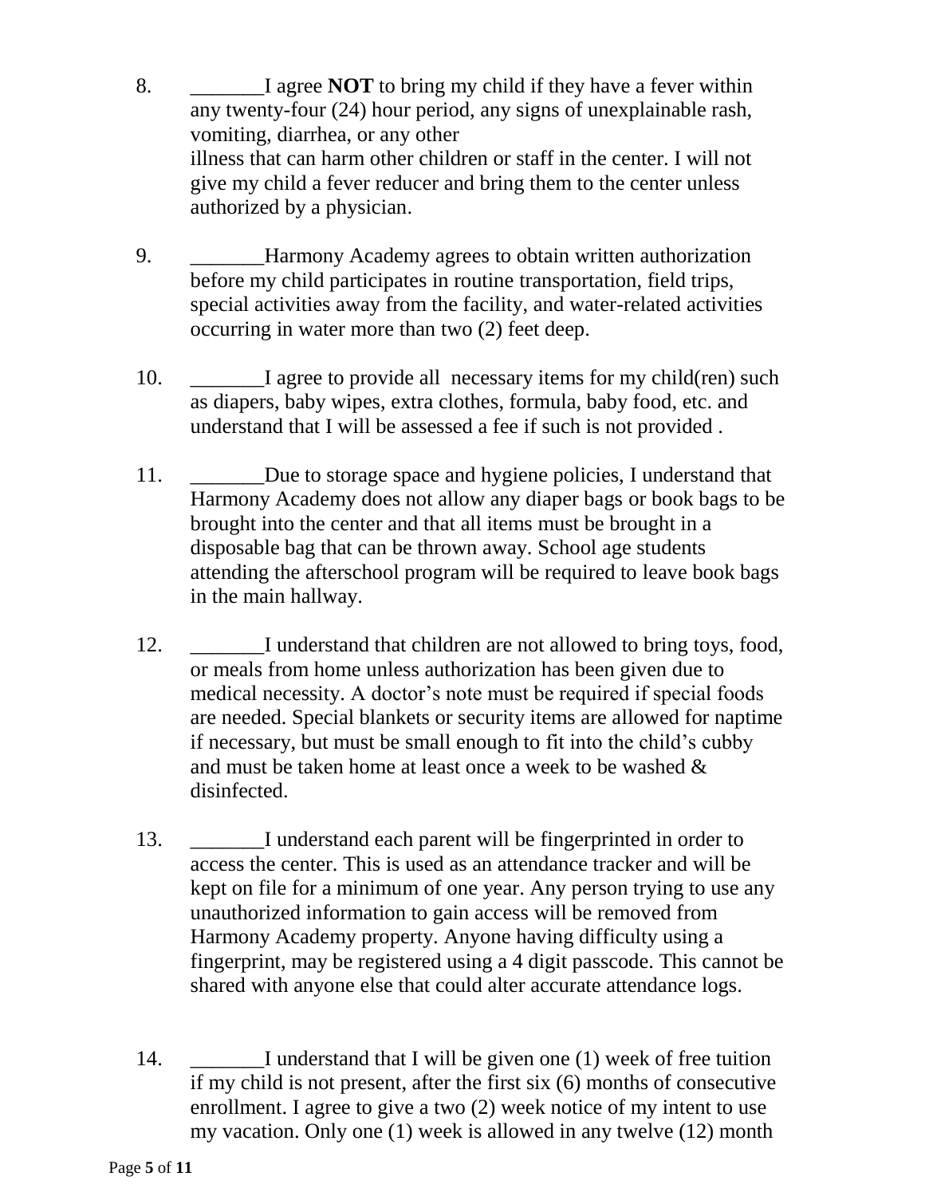8. _______I agree **NOT** to bring my child if they have a fever within any twenty-four (24) hour period, any signs of unexplainable rash, vomiting, diarrhea, or any other illness that can harm other children or staff in the center. I will not give my child a fever reducer and bring them to the center unless authorized by a physician.

9. _______Harmony Academy agrees to obtain written authorization before my child participates in routine transportation, field trips, special activities away from the facility, and water-related activities occurring in water more than two (2) feet deep.

10. _______I agree to provide all necessary items for my child(ren) such as diapers, baby wipes, extra clothes, formula, baby food, etc. and understand that I will be assessed a fee if such is not provided .

11. _______Due to storage space and hygiene policies, I understand that Harmony Academy does not allow any diaper bags or book bags to be brought into the center and that all items must be brought in a disposable bag that can be thrown away. School age students attending the afterschool program will be required to leave book bags in the main hallway.

12. _______I understand that children are not allowed to bring toys, food, or meals from home unless authorization has been given due to medical necessity. A doctor's note must be required if special foods are needed. Special blankets or security items are allowed for naptime if necessary, but must be small enough to fit into the child's cubby and must be taken home at least once a week to be washed & disinfected.

13. _______I understand each parent will be fingerprinted in order to access the center. This is used as an attendance tracker and will be kept on file for a minimum of one year. Any person trying to use any unauthorized information to gain access will be removed from Harmony Academy property. Anyone having difficulty using a fingerprint, may be registered using a 4 digit passcode. This cannot be shared with anyone else that could alter accurate attendance logs.

14. _______I understand that I will be given one (1) week of free tuition if my child is not present, after the first six (6) months of consecutive enrollment. I agree to give a two (2) week notice of my intent to use my vacation. Only one (1) week is allowed in any twelve (12) month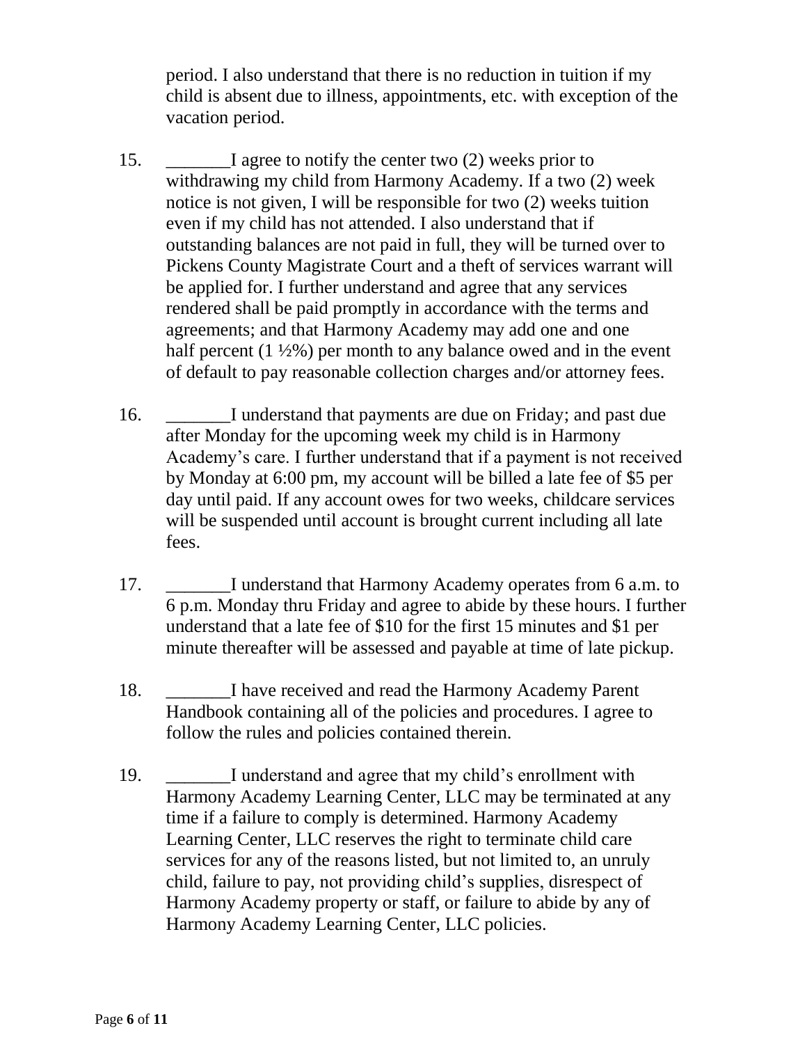period. I also understand that there is no reduction in tuition if my child is absent due to illness, appointments, etc. with exception of the vacation period.

15. _______I agree to notify the center two (2) weeks prior to withdrawing my child from Harmony Academy. If a two (2) week notice is not given, I will be responsible for two (2) weeks tuition even if my child has not attended. I also understand that if outstanding balances are not paid in full, they will be turned over to Pickens County Magistrate Court and a theft of services warrant will be applied for. I further understand and agree that any services rendered shall be paid promptly in accordance with the terms and agreements; and that Harmony Academy may add one and one half percent (1 ½%) per month to any balance owed and in the event of default to pay reasonable collection charges and/or attorney fees.

16. _______I understand that payments are due on Friday; and past due after Monday for the upcoming week my child is in Harmony Academy's care. I further understand that if a payment is not received by Monday at 6:00 pm, my account will be billed a late fee of $5 per day until paid. If any account owes for two weeks, childcare services will be suspended until account is brought current including all late fees.

17. _______I understand that Harmony Academy operates from 6 a.m. to 6 p.m. Monday thru Friday and agree to abide by these hours. I further understand that a late fee of $10 for the first 15 minutes and $1 per minute thereafter will be assessed and payable at time of late pickup.

18. _______I have received and read the Harmony Academy Parent Handbook containing all of the policies and procedures. I agree to follow the rules and policies contained therein.

19. _______I understand and agree that my child's enrollment with Harmony Academy Learning Center, LLC may be terminated at any time if a failure to comply is determined. Harmony Academy Learning Center, LLC reserves the right to terminate child care services for any of the reasons listed, but not limited to, an unruly child, failure to pay, not providing child's supplies, disrespect of Harmony Academy property or staff, or failure to abide by any of Harmony Academy Learning Center, LLC policies.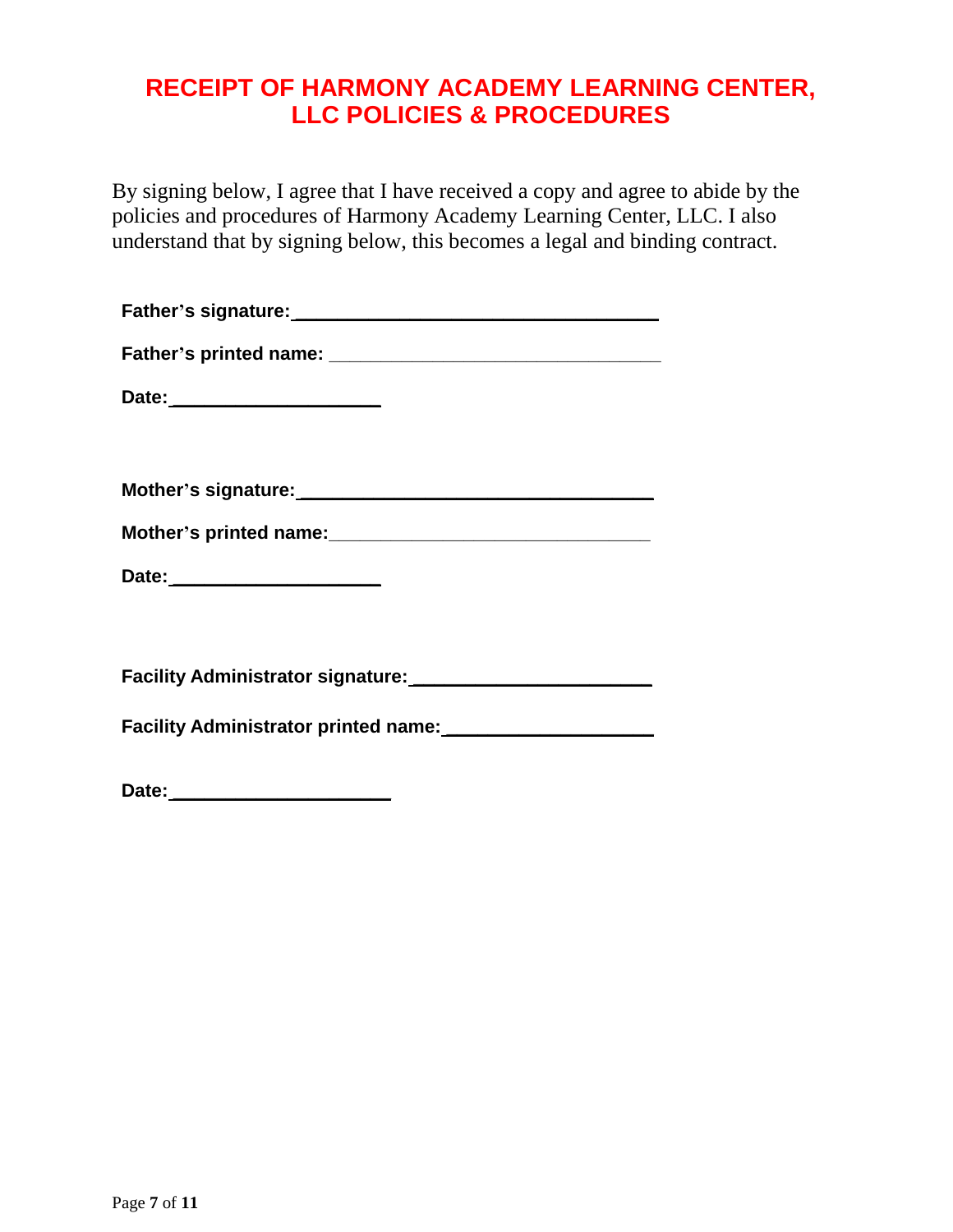# RECEIPT OF HARMONY ACADEMY LEARNING CENTER, LLC POLICIES & PROCEDURES

By signing below, I agree that I have received a copy and agree to abide by the policies and procedures of Harmony Academy Learning Center, LLC. I also understand that by signing below, this becomes a legal and binding contract.

**Father's signature:**___________________________________

**Father's printed name:** ________________________________

**Date:**____________________

**Mother's signature:**__________________________________

**Mother's printed name:**______________________________

**Date:**____________________

**Facility Administrator signature:**______________________

**Facility Administrator printed name:**___________________

**Date:**_____________________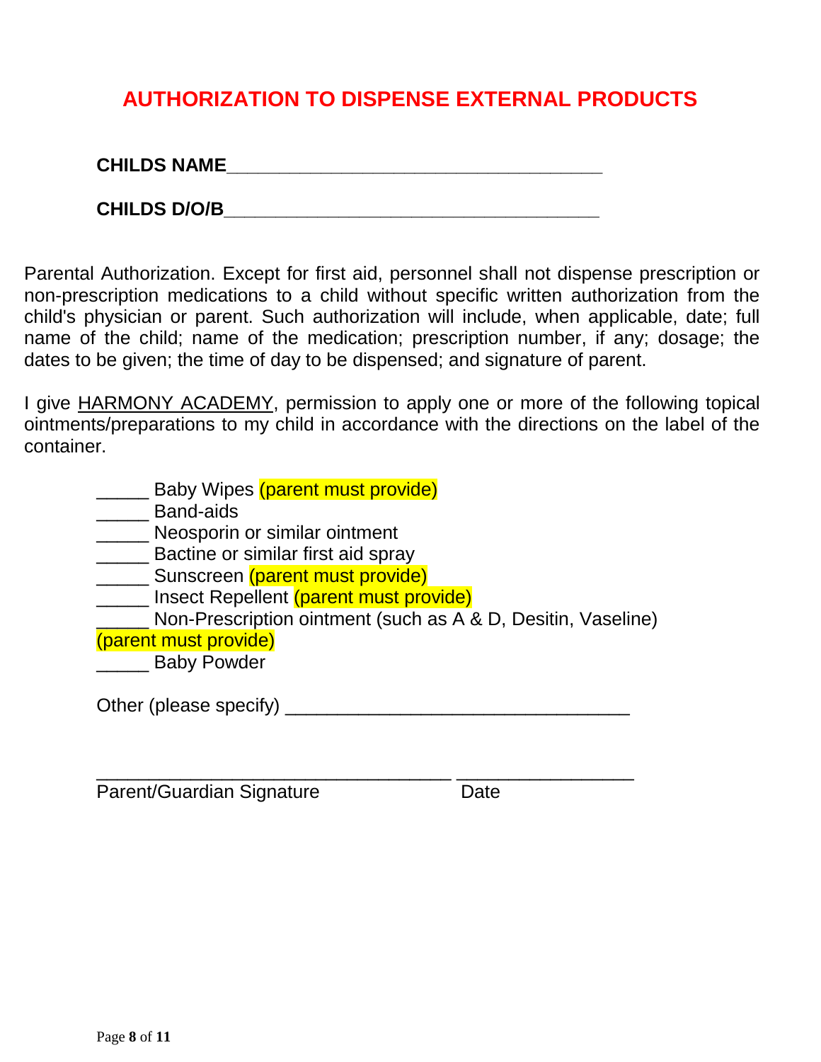# AUTHORIZATION TO DISPENSE EXTERNAL PRODUCTS

**CHILDS NAME**___________________________________

**CHILDS D/O/B**___________________________________

Parental Authorization. Except for first aid, personnel shall not dispense prescription or non-prescription medications to a child without specific written authorization from the child's physician or parent. Such authorization will include, when applicable, date; full name of the child; name of the medication; prescription number, if any; dosage; the dates to be given; the time of day to be dispensed; and signature of parent.

I give HARMONY ACADEMY, permission to apply one or more of the following topical ointments/preparations to my child in accordance with the directions on the label of the container.

_____ Baby Wipes (parent must provide)
_____ Band-aids
_____ Neosporin or similar ointment
_____ Bactine or similar first aid spray
_____ Sunscreen (parent must provide)
_____ Insect Repellent (parent must provide)
_____ Non-Prescription ointment (such as A & D, Desitin, Vaseline) (parent must provide)
_____ Baby Powder

Other (please specify) _________________________________

_________________________________ ________________
Parent/Guardian Signature Date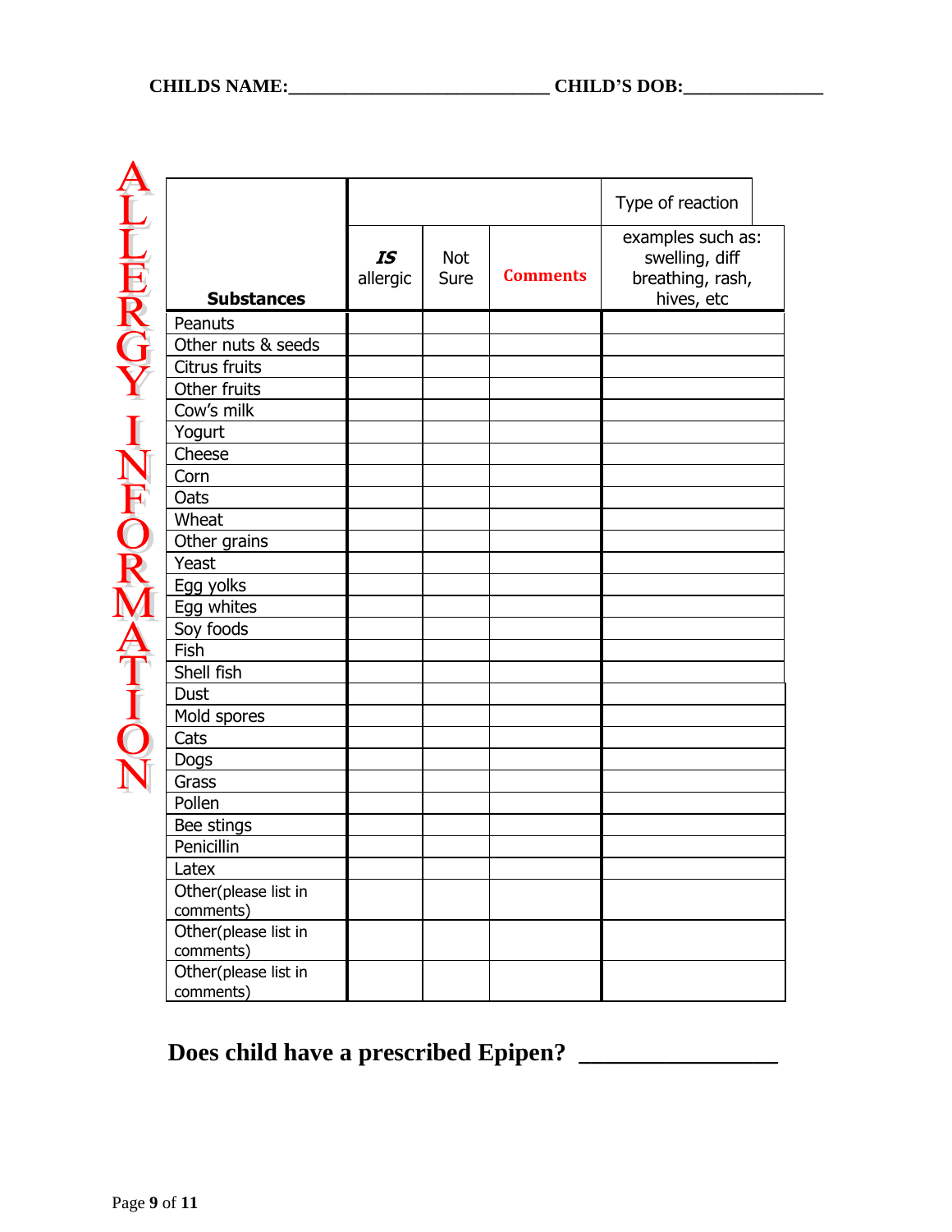**CHILDS NAME:_____________________________ CHILD'S DOB:_______________**

# ALLERGY INFORMATION

| Substances | *IS* allergic | Not Sure | Comments | Type of reaction examples such as: swelling, diff breathing, rash, hives, etc |
|---|---|---|---|---|
| Peanuts | | | | |
| Other nuts & seeds | | | | |
| Citrus fruits | | | | |
| Other fruits | | | | |
| Cow's milk | | | | |
| Yogurt | | | | |
| Cheese | | | | |
| Corn | | | | |
| Oats | | | | |
| Wheat | | | | |
| Other grains | | | | |
| Yeast | | | | |
| Egg yolks | | | | |
| Egg whites | | | | |
| Soy foods | | | | |
| Fish | | | | |
| Shell fish | | | | |
| Dust | | | | |
| Mold spores | | | | |
| Cats | | | | |
| Dogs | | | | |
| Grass | | | | |
| Pollen | | | | |
| Bee stings | | | | |
| Penicillin | | | | |
| Latex | | | | |
| Other(please list in comments) | | | | |
| Other(please list in comments) | | | | |
| Other(please list in comments) | | | | |

**Does child have a prescribed Epipen? ________________**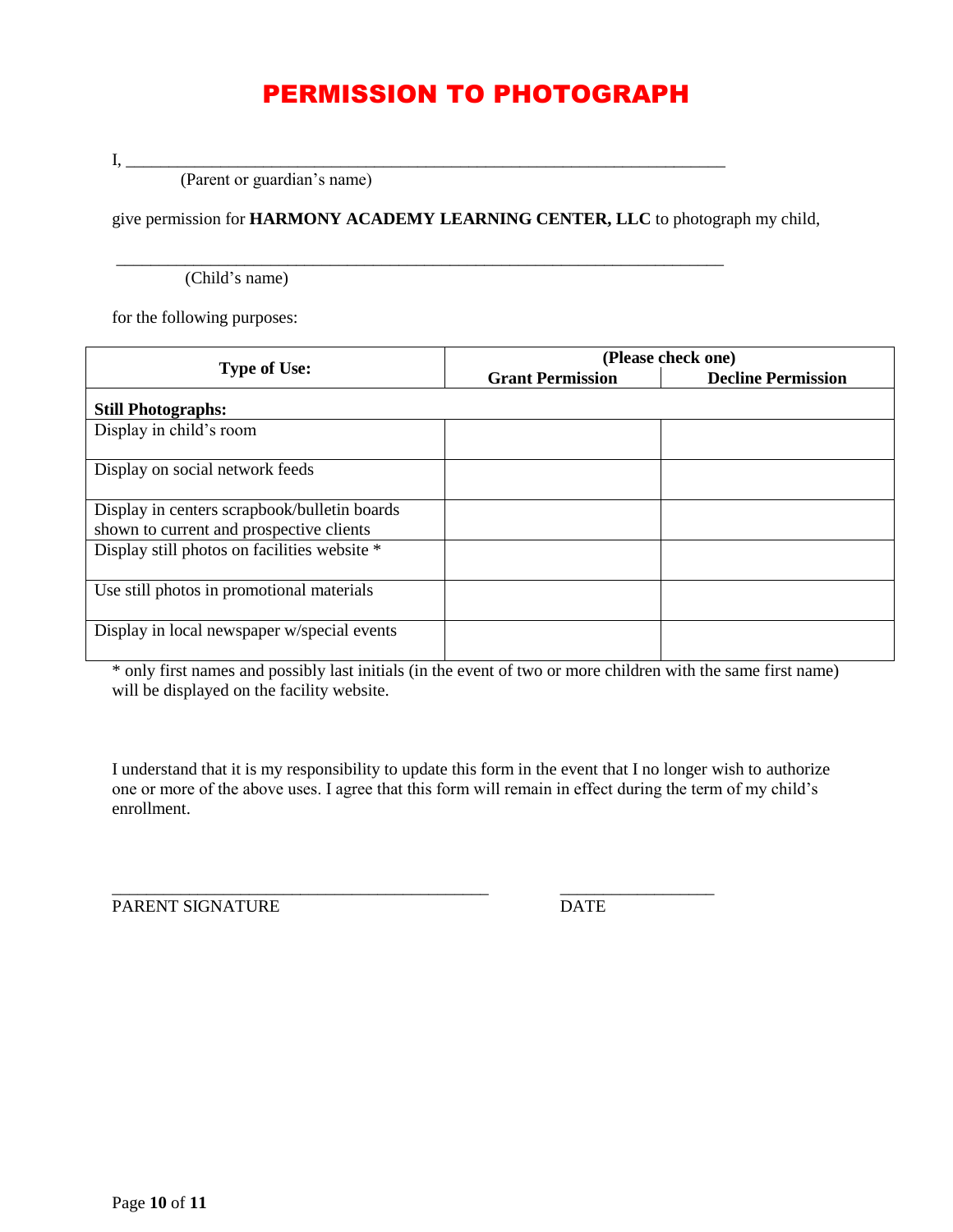# PERMISSION TO PHOTOGRAPH

I, \_\_\_\_\_\_\_\_\_\_\_\_\_\_\_\_\_\_\_\_\_\_\_\_\_\_\_\_\_\_\_\_\_\_\_\_\_\_\_\_\_\_\_\_\_\_\_\_\_\_\_\_\_\_\_\_\_\_\_\_\_\_\_\_\_\_\_\_\_\_\_\_
(Parent or guardian's name)

give permission for **HARMONY ACADEMY LEARNING CENTER, LLC** to photograph my child,

\_\_\_\_\_\_\_\_\_\_\_\_\_\_\_\_\_\_\_\_\_\_\_\_\_\_\_\_\_\_\_\_\_\_\_\_\_\_\_\_\_\_\_\_\_\_\_\_\_\_\_\_\_\_\_\_\_\_\_\_\_\_\_\_\_\_\_\_\_\_\_\_
(Child's name)

for the following purposes:

| **Type of Use:** | **(Please check one)** | |
|---|---|---|
| | **Grant Permission** | **Decline Permission** |
| **Still Photographs:** | | |
| Display in child's room | | |
| Display on social network feeds | | |
| Display in centers scrapbook/bulletin boards shown to current and prospective clients | | |
| Display still photos on facilities website * | | |
| Use still photos in promotional materials | | |
| Display in local newspaper w/special events | | |

* only first names and possibly last initials (in the event of two or more children with the same first name) will be displayed on the facility website.

I understand that it is my responsibility to update this form in the event that I no longer wish to authorize one or more of the above uses. I agree that this form will remain in effect during the term of my child's enrollment.

\_\_\_\_\_\_\_\_\_\_\_\_\_\_\_\_\_\_\_\_\_\_\_\_\_\_\_\_\_\_\_\_\_\_\_\_\_\_\_\_\_\_\_\_ \_\_\_\_\_\_\_\_\_\_\_\_\_\_\_\_\_\_
PARENT SIGNATURE DATE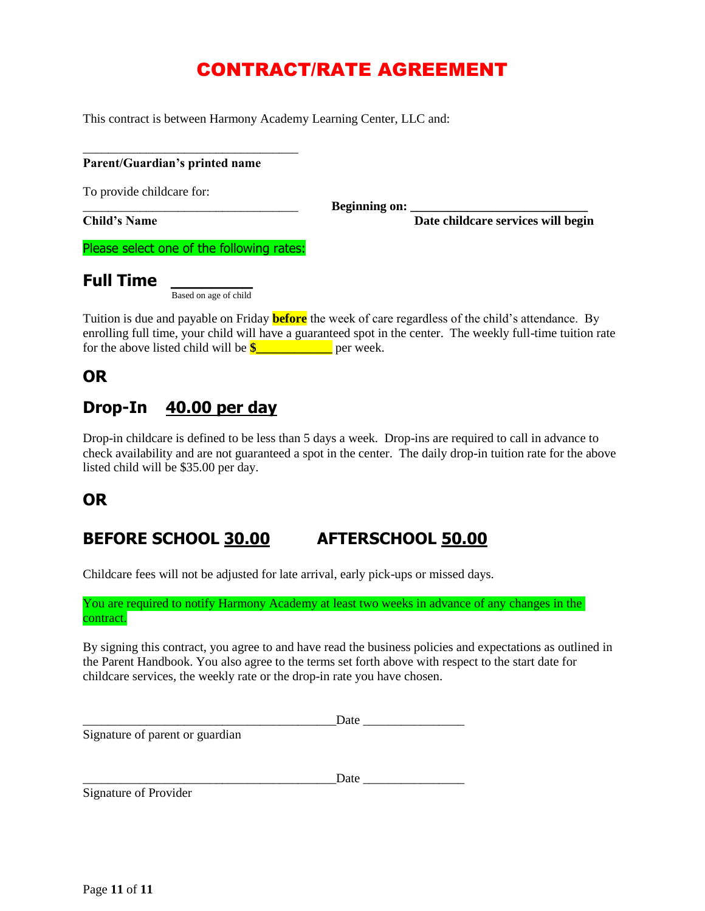# CONTRACT/RATE AGREEMENT

This contract is between Harmony Academy Learning Center, LLC and:

_________________________________

**Parent/Guardian's printed name**

To provide childcare for:

_________________________________ **Beginning on: ___________________________**

**Child's Name** **Date childcare services will begin**

Please select one of the following rates:

## Full Time _________

Based on age of child

Tuition is due and payable on Friday **before** the week of care regardless of the child's attendance. By enrolling full time, your child will have a guaranteed spot in the center. The weekly full-time tuition rate for the above listed child will be **$___________** per week.

## OR

## Drop-In 40.00 per day

Drop-in childcare is defined to be less than 5 days a week. Drop-ins are required to call in advance to check availability and are not guaranteed a spot in the center. The daily drop-in tuition rate for the above listed child will be $35.00 per day.

## OR

## BEFORE SCHOOL 30.00 AFTERSCHOOL 50.00

Childcare fees will not be adjusted for late arrival, early pick-ups or missed days.

You are required to notify Harmony Academy at least two weeks in advance of any changes in the contract.

By signing this contract, you agree to and have read the business policies and expectations as outlined in the Parent Handbook. You also agree to the terms set forth above with respect to the start date for childcare services, the weekly rate or the drop-in rate you have chosen.

_______________________________________Date _______________

Signature of parent or guardian

_______________________________________Date _______________

Signature of Provider